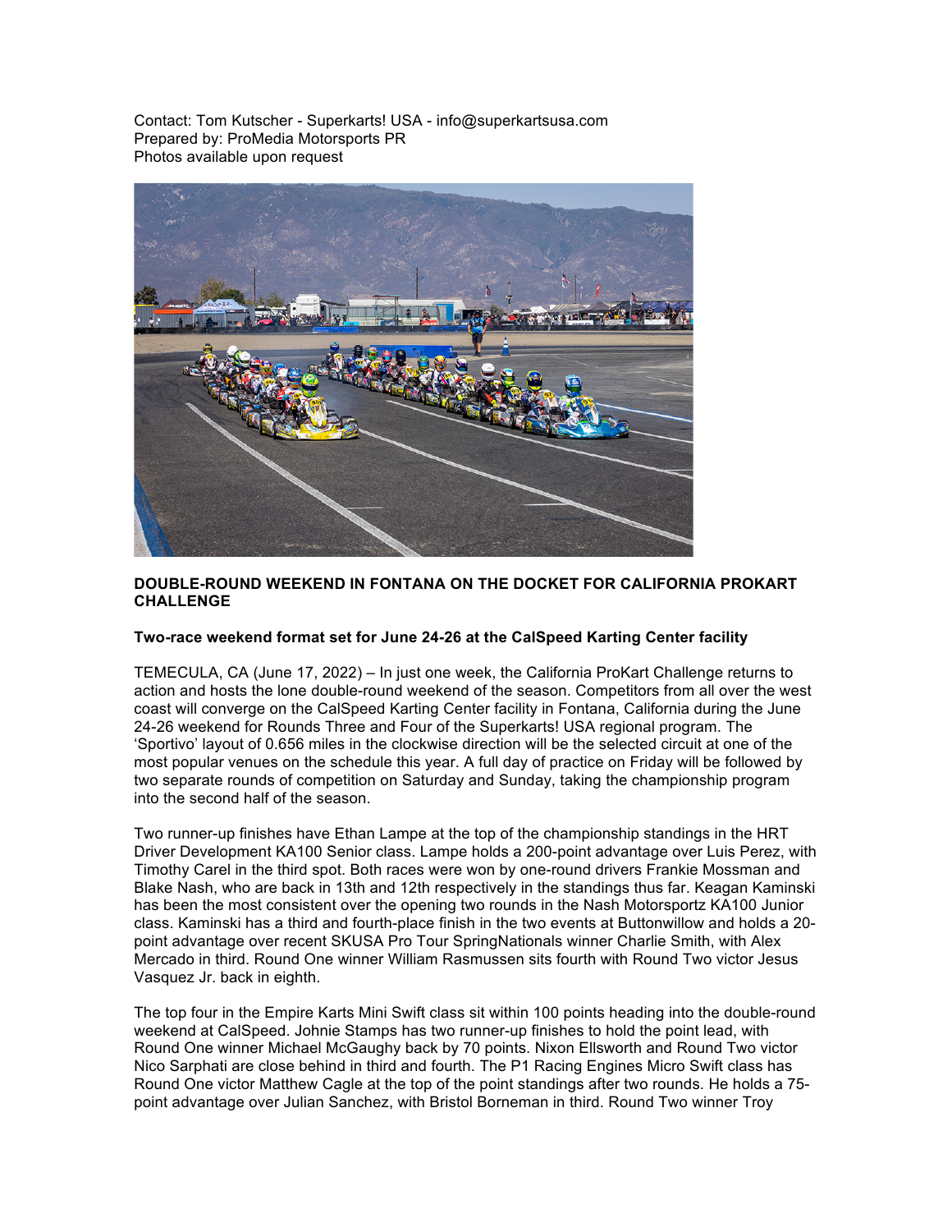Contact: Tom Kutscher - Superkarts! USA - info@superkartsusa.com
Prepared by: ProMedia Motorsports PR
Photos available upon request

**DOUBLE-ROUND WEEKEND IN FONTANA ON THE DOCKET FOR CALIFORNIA PROKART CHALLENGE**

**Two-race weekend format set for June 24-26 at the CalSpeed Karting Center facility**

TEMECULA, CA (June 17, 2022) – In just one week, the California ProKart Challenge returns to action and hosts the lone double-round weekend of the season. Competitors from all over the west coast will converge on the CalSpeed Karting Center facility in Fontana, California during the June 24-26 weekend for Rounds Three and Four of the Superkarts! USA regional program. The 'Sportivo' layout of 0.656 miles in the clockwise direction will be the selected circuit at one of the most popular venues on the schedule this year. A full day of practice on Friday will be followed by two separate rounds of competition on Saturday and Sunday, taking the championship program into the second half of the season.

Two runner-up finishes have Ethan Lampe at the top of the championship standings in the HRT Driver Development KA100 Senior class. Lampe holds a 200-point advantage over Luis Perez, with Timothy Carel in the third spot. Both races were won by one-round drivers Frankie Mossman and Blake Nash, who are back in 13th and 12th respectively in the standings thus far. Keagan Kaminski has been the most consistent over the opening two rounds in the Nash Motorsportz KA100 Junior class. Kaminski has a third and fourth-place finish in the two events at Buttonwillow and holds a 20-point advantage over recent SKUSA Pro Tour SpringNationals winner Charlie Smith, with Alex Mercado in third. Round One winner William Rasmussen sits fourth with Round Two victor Jesus Vasquez Jr. back in eighth.

The top four in the Empire Karts Mini Swift class sit within 100 points heading into the double-round weekend at CalSpeed. Johnie Stamps has two runner-up finishes to hold the point lead, with Round One winner Michael McGaughy back by 70 points. Nixon Ellsworth and Round Two victor Nico Sarphati are close behind in third and fourth. The P1 Racing Engines Micro Swift class has Round One victor Matthew Cagle at the top of the point standings after two rounds. He holds a 75-point advantage over Julian Sanchez, with Bristol Borneman in third. Round Two winner Troy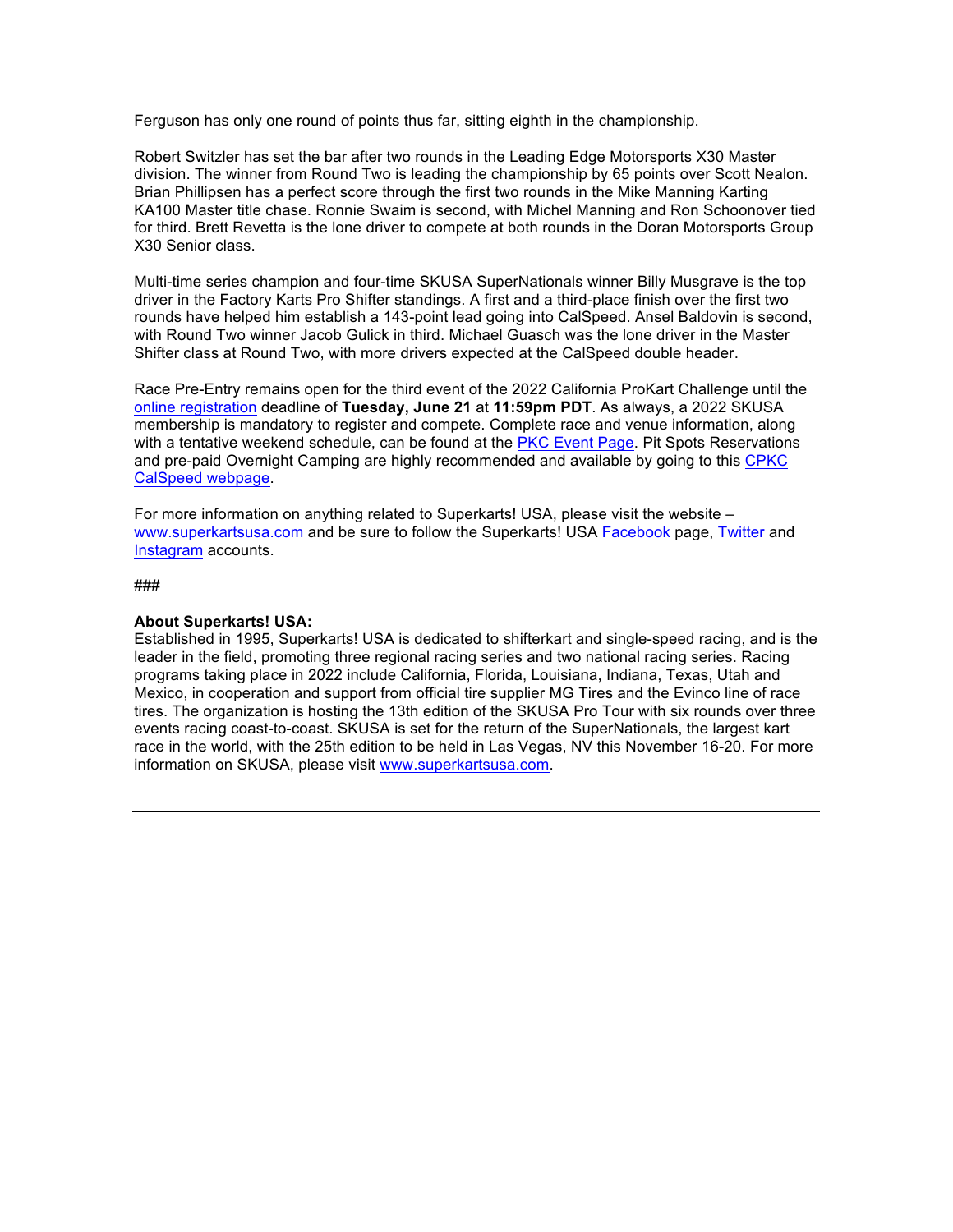Ferguson has only one round of points thus far, sitting eighth in the championship.

Robert Switzler has set the bar after two rounds in the Leading Edge Motorsports X30 Master division. The winner from Round Two is leading the championship by 65 points over Scott Nealon. Brian Phillipsen has a perfect score through the first two rounds in the Mike Manning Karting KA100 Master title chase. Ronnie Swaim is second, with Michel Manning and Ron Schoonover tied for third. Brett Revetta is the lone driver to compete at both rounds in the Doran Motorsports Group X30 Senior class.

Multi-time series champion and four-time SKUSA SuperNationals winner Billy Musgrave is the top driver in the Factory Karts Pro Shifter standings. A first and a third-place finish over the first two rounds have helped him establish a 143-point lead going into CalSpeed. Ansel Baldovin is second, with Round Two winner Jacob Gulick in third. Michael Guasch was the lone driver in the Master Shifter class at Round Two, with more drivers expected at the CalSpeed double header.

Race Pre-Entry remains open for the third event of the 2022 California ProKart Challenge until the online registration deadline of **Tuesday, June 21** at **11:59pm PDT**. As always, a 2022 SKUSA membership is mandatory to register and compete. Complete race and venue information, along with a tentative weekend schedule, can be found at the PKC Event Page. Pit Spots Reservations and pre-paid Overnight Camping are highly recommended and available by going to this CPKC CalSpeed webpage.

For more information on anything related to Superkarts! USA, please visit the website – www.superkartsusa.com and be sure to follow the Superkarts! USA Facebook page, Twitter and Instagram accounts.

###

**About Superkarts! USA:**
Established in 1995, Superkarts! USA is dedicated to shifterkart and single-speed racing, and is the leader in the field, promoting three regional racing series and two national racing series. Racing programs taking place in 2022 include California, Florida, Louisiana, Indiana, Texas, Utah and Mexico, in cooperation and support from official tire supplier MG Tires and the Evinco line of race tires. The organization is hosting the 13th edition of the SKUSA Pro Tour with six rounds over three events racing coast-to-coast. SKUSA is set for the return of the SuperNationals, the largest kart race in the world, with the 25th edition to be held in Las Vegas, NV this November 16-20. For more information on SKUSA, please visit www.superkartsusa.com.